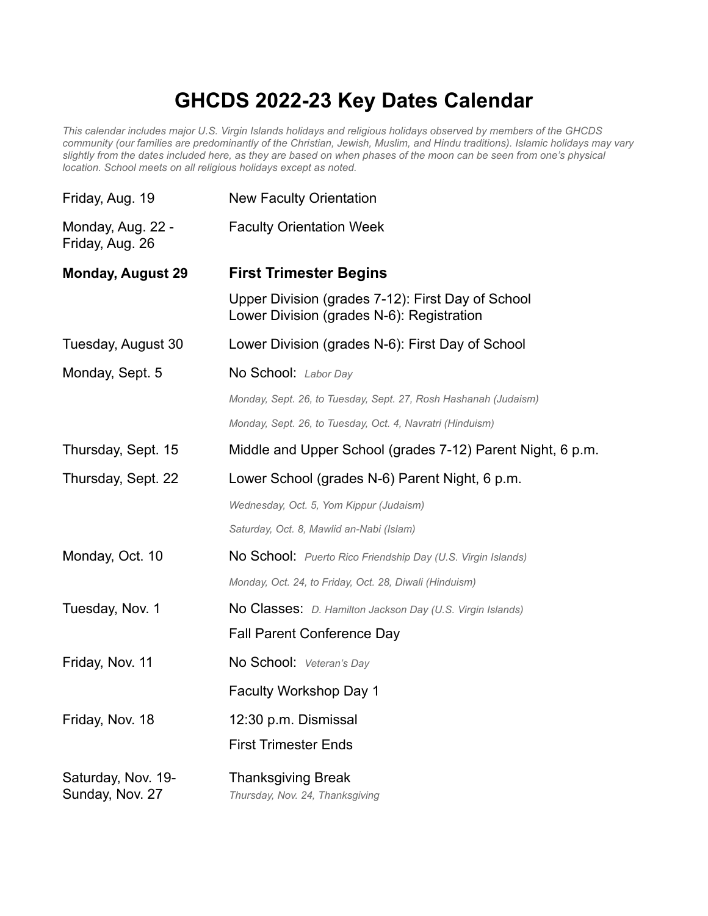# GHCDS 2022-23 Key Dates Calendar

*This calendar includes major U.S. Virgin Islands holidays and religious holidays observed by members of the GHCDS community (our families are predominantly of the Christian, Jewish, Muslim, and Hindu traditions). Islamic holidays may vary slightly from the dates included here, as they are based on when phases of the moon can be seen from one's physical location. School meets on all religious holidays except as noted.*

| Date | Event |
|---|---|
| Friday, Aug. 19 | New Faculty Orientation |
| Monday, Aug. 22 - Friday, Aug. 26 | Faculty Orientation Week |
| **Monday, August 29** | **First Trimester Begins** |
| | Upper Division (grades 7-12): First Day of School<br>Lower Division (grades N-6): Registration |
| Tuesday, August 30 | Lower Division (grades N-6): First Day of School |
| Monday, Sept. 5 | No School: *Labor Day* |
| | *Monday, Sept. 26, to Tuesday, Sept. 27, Rosh Hashanah (Judaism)* |
| | *Monday, Sept. 26, to Tuesday, Oct. 4, Navratri (Hinduism)* |
| Thursday, Sept. 15 | Middle and Upper School (grades 7-12) Parent Night, 6 p.m. |
| Thursday, Sept. 22 | Lower School (grades N-6) Parent Night, 6 p.m. |
| | *Wednesday, Oct. 5, Yom Kippur (Judaism)* |
| | *Saturday, Oct. 8, Mawlid an-Nabi (Islam)* |
| Monday, Oct. 10 | No School: *Puerto Rico Friendship Day (U.S. Virgin Islands)* |
| | *Monday, Oct. 24, to Friday, Oct. 28, Diwali (Hinduism)* |
| Tuesday, Nov. 1 | No Classes: *D. Hamilton Jackson Day (U.S. Virgin Islands)* |
| | Fall Parent Conference Day |
| Friday, Nov. 11 | No School: *Veteran's Day* |
| | Faculty Workshop Day 1 |
| Friday, Nov. 18 | 12:30 p.m. Dismissal |
| | First Trimester Ends |
| Saturday, Nov. 19- Sunday, Nov. 27 | Thanksgiving Break<br>*Thursday, Nov. 24, Thanksgiving* |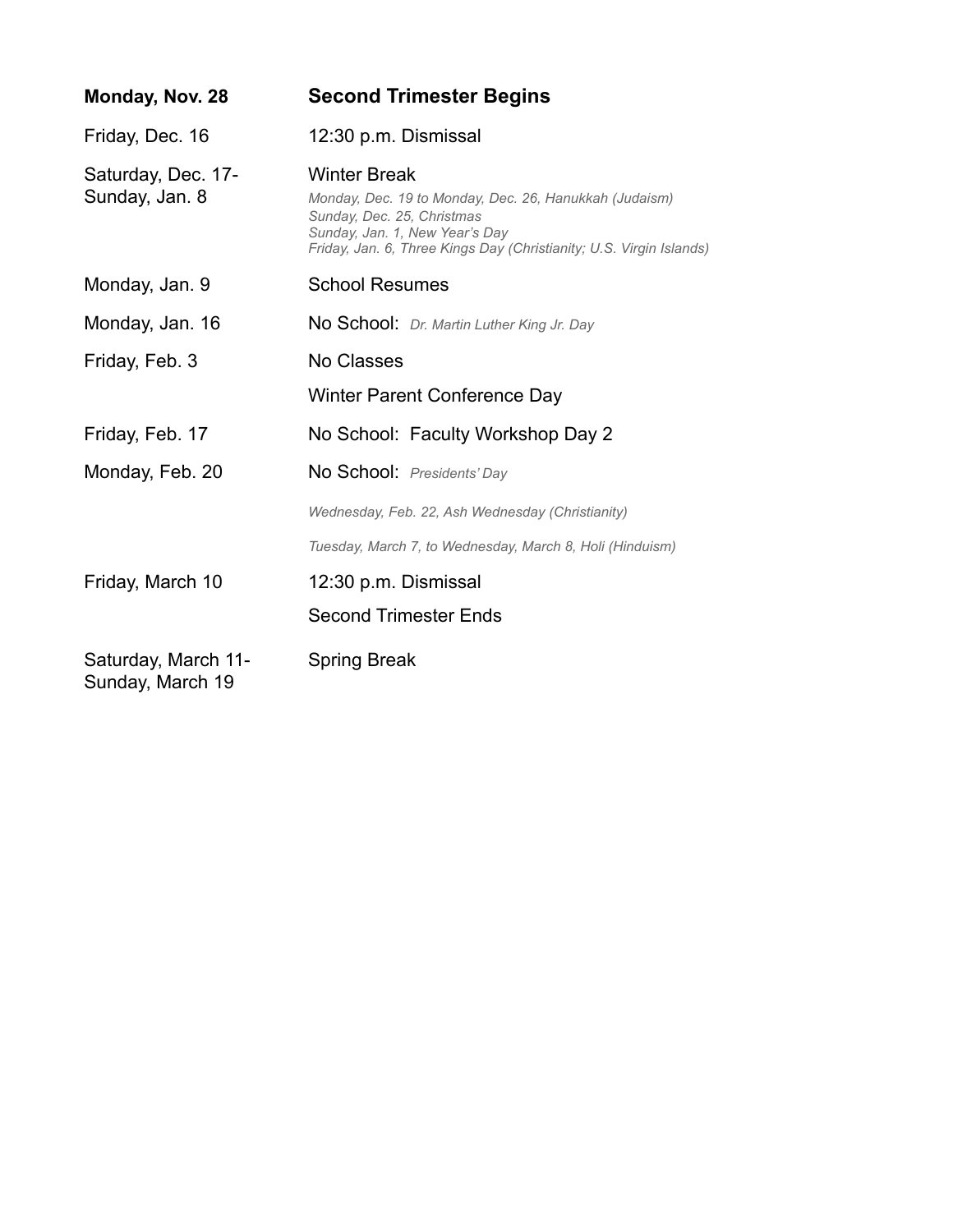| | |
|---|---|
| **Monday, Nov. 28** | **Second Trimester Begins** |
| Friday, Dec. 16 | 12:30 p.m. Dismissal |
| Saturday, Dec. 17-<br>Sunday, Jan. 8 | Winter Break<br>*Monday, Dec. 19 to Monday, Dec. 26, Hanukkah (Judaism)*<br>*Sunday, Dec. 25, Christmas*<br>*Sunday, Jan. 1, New Year's Day*<br>*Friday, Jan. 6, Three Kings Day (Christianity; U.S. Virgin Islands)* |
| Monday, Jan. 9 | School Resumes |
| Monday, Jan. 16 | No School: *Dr. Martin Luther King Jr. Day* |
| Friday, Feb. 3 | No Classes<br>Winter Parent Conference Day |
| Friday, Feb. 17 | No School: Faculty Workshop Day 2 |
| Monday, Feb. 20 | No School: *Presidents' Day* |
| | *Wednesday, Feb. 22, Ash Wednesday (Christianity)* |
| | *Tuesday, March 7, to Wednesday, March 8, Holi (Hinduism)* |
| Friday, March 10 | 12:30 p.m. Dismissal<br>Second Trimester Ends |
| Saturday, March 11-<br>Sunday, March 19 | Spring Break |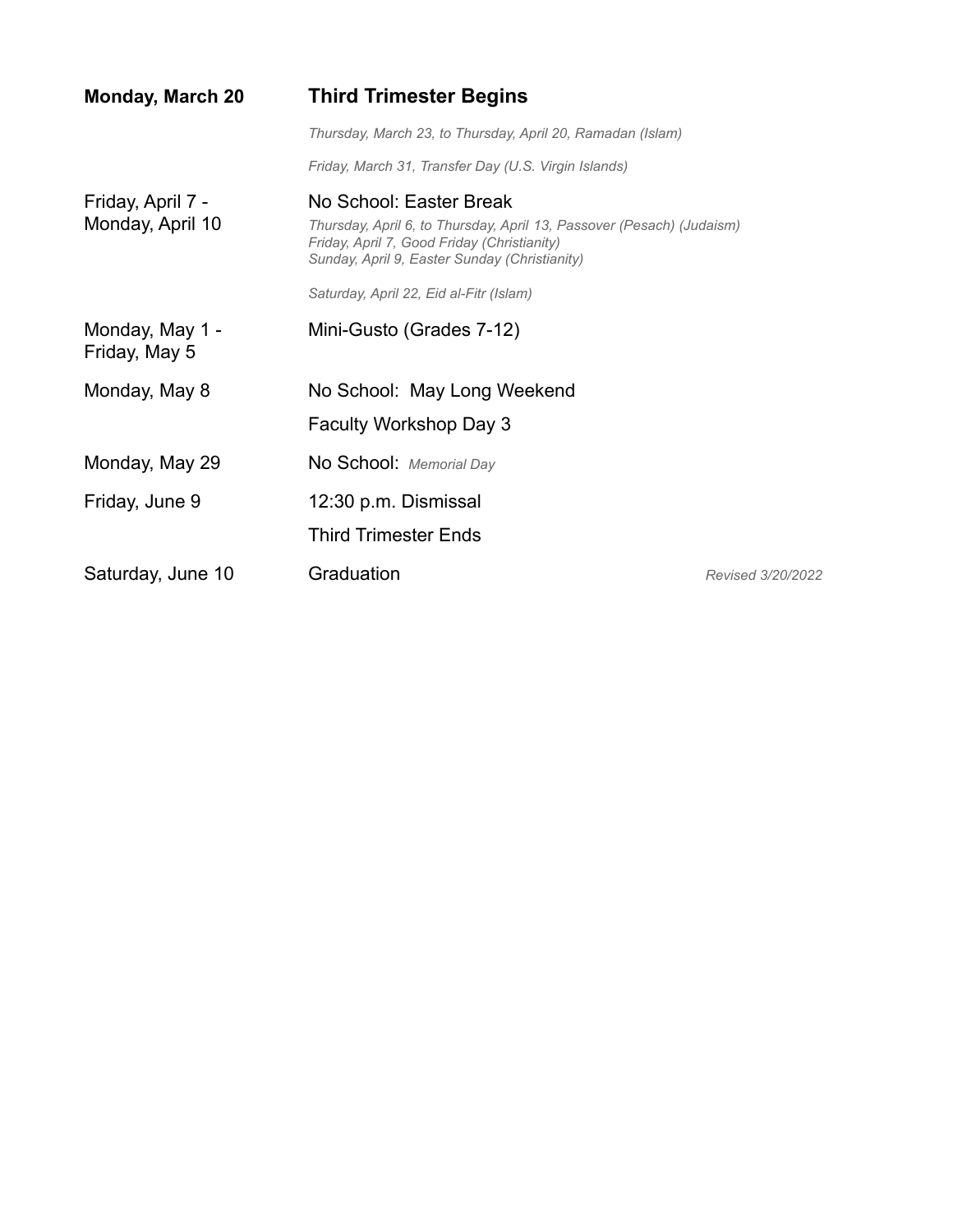| | | |
|---|---|---|
| **Monday, March 20** | **Third Trimester Begins** | |
| | *Thursday, March 23, to Thursday, April 20, Ramadan (Islam)* | |
| | *Friday, March 31, Transfer Day (U.S. Virgin Islands)* | |
| Friday, April 7 - Monday, April 10 | No School: Easter Break<br>*Thursday, April 6, to Thursday, April 13, Passover (Pesach) (Judaism)*<br>*Friday, April 7, Good Friday (Christianity)*<br>*Sunday, April 9, Easter Sunday (Christianity)* | |
| | *Saturday, April 22, Eid al-Fitr (Islam)* | |
| Monday, May 1 - Friday, May 5 | Mini-Gusto (Grades 7-12) | |
| Monday, May 8 | No School: May Long Weekend | |
| | Faculty Workshop Day 3 | |
| Monday, May 29 | No School: *Memorial Day* | |
| Friday, June 9 | 12:30 p.m. Dismissal | |
| | Third Trimester Ends | |
| Saturday, June 10 | Graduation | *Revised 3/20/2022* |